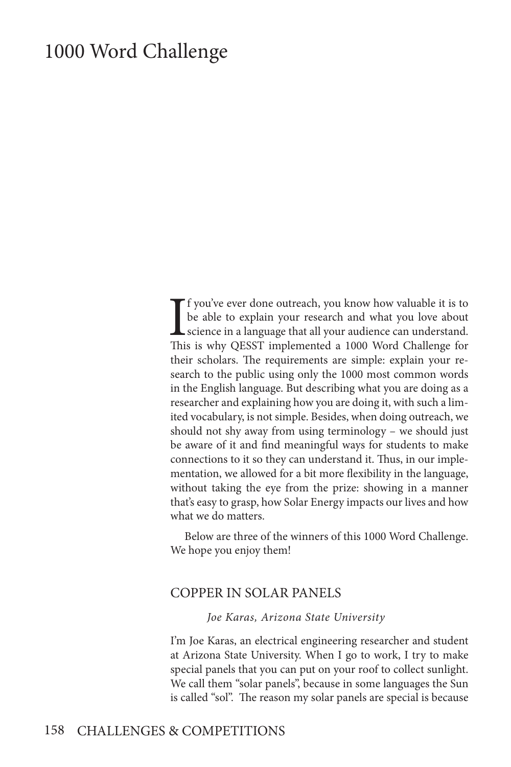# 1000 Word Challenge

If you've ever done outreach, you know how valuable it is to be able to explain your research and what you love about science in a language that all your audience can understand. This is why QESST implemented a 1000 Word Challenge for their scholars. The requirements are simple: explain your research to the public using only the 1000 most common words in the English language. But describing what you are doing as a researcher and explaining how you are doing it, with such a limited vocabulary, is not simple. Besides, when doing outreach, we should not shy away from using terminology – we should just be aware of it and find meaningful ways for students to make connections to it so they can understand it. Thus, in our implementation, we allowed for a bit more flexibility in the language, without taking the eye from the prize: showing in a manner that's easy to grasp, how Solar Energy impacts our lives and how what we do matters.

Below are three of the winners of this 1000 Word Challenge. We hope you enjoy them!

## COPPER IN SOLAR PANELS

*Joe Karas, Arizona State University*

I'm Joe Karas, an electrical engineering researcher and student at Arizona State University. When I go to work, I try to make special panels that you can put on your roof to collect sunlight. We call them "solar panels", because in some languages the Sun is called "sol". The reason my solar panels are special is because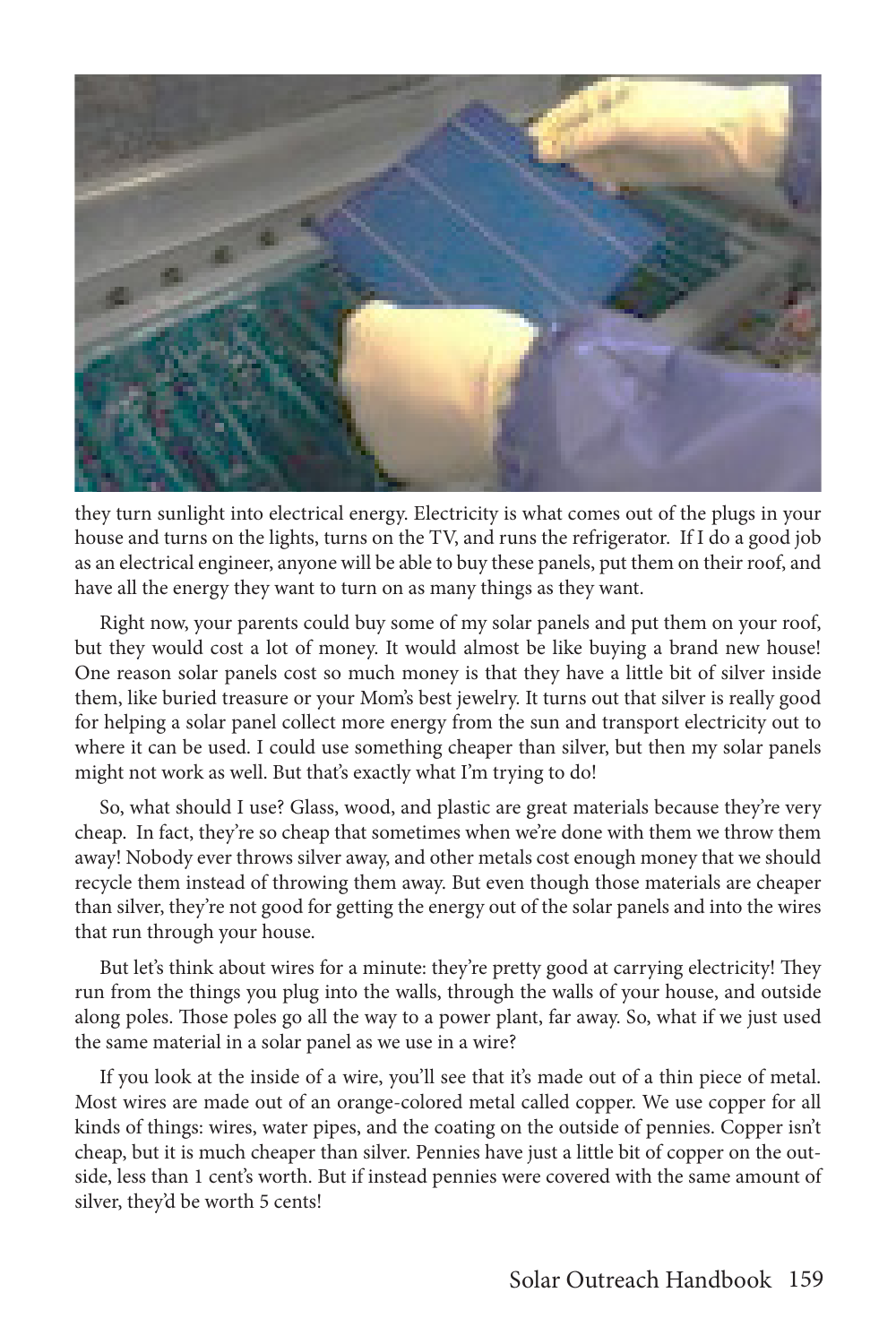they turn sunlight into electrical energy. Electricity is what comes out of the plugs in your house and turns on the lights, turns on the TV, and runs the refrigerator. If I do a good job as an electrical engineer, anyone will be able to buy these panels, put them on their roof, and have all the energy they want to turn on as many things as they want.

Right now, your parents could buy some of my solar panels and put them on your roof, but they would cost a lot of money. It would almost be like buying a brand new house! One reason solar panels cost so much money is that they have a little bit of silver inside them, like buried treasure or your Mom's best jewelry. It turns out that silver is really good for helping a solar panel collect more energy from the sun and transport electricity out to where it can be used. I could use something cheaper than silver, but then my solar panels might not work as well. But that's exactly what I'm trying to do!

So, what should I use? Glass, wood, and plastic are great materials because they're very cheap. In fact, they're so cheap that sometimes when we're done with them we throw them away! Nobody ever throws silver away, and other metals cost enough money that we should recycle them instead of throwing them away. But even though those materials are cheaper than silver, they're not good for getting the energy out of the solar panels and into the wires that run through your house.

But let's think about wires for a minute: they're pretty good at carrying electricity! They run from the things you plug into the walls, through the walls of your house, and outside along poles. Those poles go all the way to a power plant, far away. So, what if we just used the same material in a solar panel as we use in a wire?

If you look at the inside of a wire, you'll see that it's made out of a thin piece of metal. Most wires are made out of an orange-colored metal called copper. We use copper for all kinds of things: wires, water pipes, and the coating on the outside of pennies. Copper isn't cheap, but it is much cheaper than silver. Pennies have just a little bit of copper on the outside, less than 1 cent's worth. But if instead pennies were covered with the same amount of silver, they'd be worth 5 cents!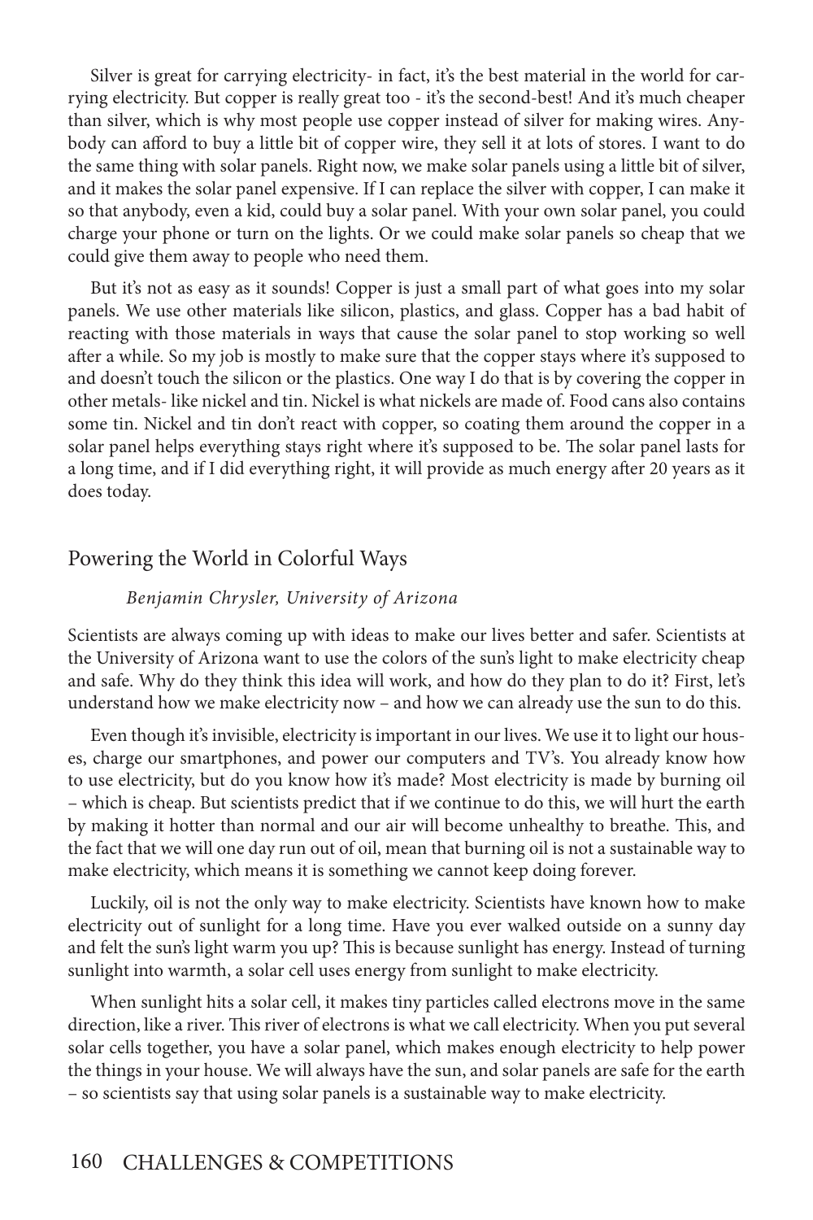Silver is great for carrying electricity- in fact, it's the best material in the world for carrying electricity. But copper is really great too - it's the second-best! And it's much cheaper than silver, which is why most people use copper instead of silver for making wires. Anybody can afford to buy a little bit of copper wire, they sell it at lots of stores. I want to do the same thing with solar panels. Right now, we make solar panels using a little bit of silver, and it makes the solar panel expensive. If I can replace the silver with copper, I can make it so that anybody, even a kid, could buy a solar panel. With your own solar panel, you could charge your phone or turn on the lights. Or we could make solar panels so cheap that we could give them away to people who need them.

But it's not as easy as it sounds! Copper is just a small part of what goes into my solar panels. We use other materials like silicon, plastics, and glass. Copper has a bad habit of reacting with those materials in ways that cause the solar panel to stop working so well after a while. So my job is mostly to make sure that the copper stays where it's supposed to and doesn't touch the silicon or the plastics. One way I do that is by covering the copper in other metals- like nickel and tin. Nickel is what nickels are made of. Food cans also contains some tin. Nickel and tin don't react with copper, so coating them around the copper in a solar panel helps everything stays right where it's supposed to be. The solar panel lasts for a long time, and if I did everything right, it will provide as much energy after 20 years as it does today.

## Powering the World in Colorful Ways

*Benjamin Chrysler, University of Arizona*

Scientists are always coming up with ideas to make our lives better and safer. Scientists at the University of Arizona want to use the colors of the sun's light to make electricity cheap and safe. Why do they think this idea will work, and how do they plan to do it? First, let's understand how we make electricity now – and how we can already use the sun to do this.

Even though it's invisible, electricity is important in our lives. We use it to light our houses, charge our smartphones, and power our computers and TV's. You already know how to use electricity, but do you know how it's made? Most electricity is made by burning oil – which is cheap. But scientists predict that if we continue to do this, we will hurt the earth by making it hotter than normal and our air will become unhealthy to breathe. This, and the fact that we will one day run out of oil, mean that burning oil is not a sustainable way to make electricity, which means it is something we cannot keep doing forever.

Luckily, oil is not the only way to make electricity. Scientists have known how to make electricity out of sunlight for a long time. Have you ever walked outside on a sunny day and felt the sun's light warm you up? This is because sunlight has energy. Instead of turning sunlight into warmth, a solar cell uses energy from sunlight to make electricity.

When sunlight hits a solar cell, it makes tiny particles called electrons move in the same direction, like a river. This river of electrons is what we call electricity. When you put several solar cells together, you have a solar panel, which makes enough electricity to help power the things in your house. We will always have the sun, and solar panels are safe for the earth – so scientists say that using solar panels is a sustainable way to make electricity.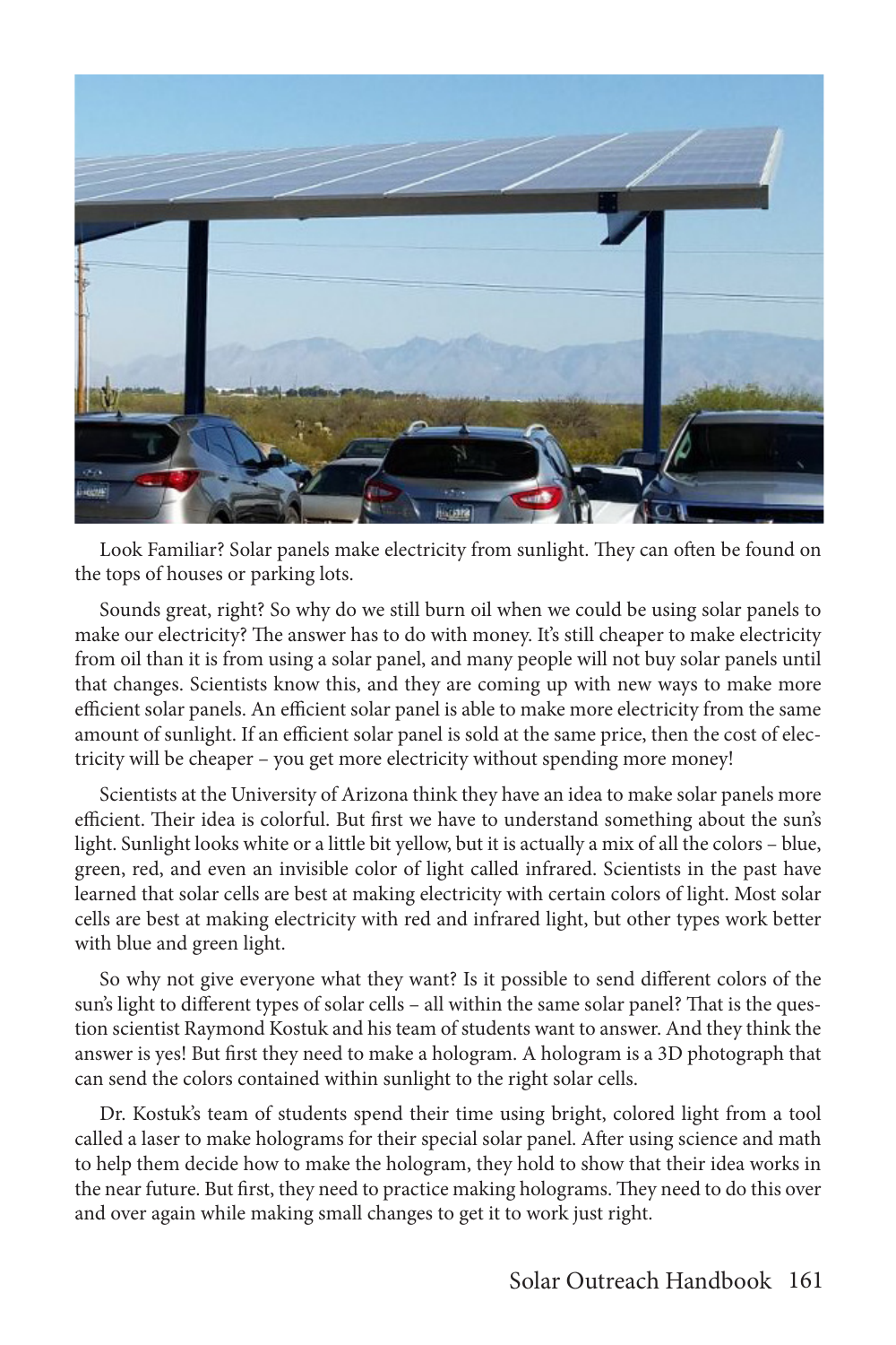Look Familiar? Solar panels make electricity from sunlight. They can often be found on the tops of houses or parking lots.

Sounds great, right? So why do we still burn oil when we could be using solar panels to make our electricity? The answer has to do with money. It's still cheaper to make electricity from oil than it is from using a solar panel, and many people will not buy solar panels until that changes. Scientists know this, and they are coming up with new ways to make more efficient solar panels. An efficient solar panel is able to make more electricity from the same amount of sunlight. If an efficient solar panel is sold at the same price, then the cost of electricity will be cheaper – you get more electricity without spending more money!

Scientists at the University of Arizona think they have an idea to make solar panels more efficient. Their idea is colorful. But first we have to understand something about the sun's light. Sunlight looks white or a little bit yellow, but it is actually a mix of all the colors – blue, green, red, and even an invisible color of light called infrared. Scientists in the past have learned that solar cells are best at making electricity with certain colors of light. Most solar cells are best at making electricity with red and infrared light, but other types work better with blue and green light.

So why not give everyone what they want? Is it possible to send different colors of the sun's light to different types of solar cells – all within the same solar panel? That is the question scientist Raymond Kostuk and his team of students want to answer. And they think the answer is yes! But first they need to make a hologram. A hologram is a 3D photograph that can send the colors contained within sunlight to the right solar cells.

Dr. Kostuk's team of students spend their time using bright, colored light from a tool called a laser to make holograms for their special solar panel. After using science and math to help them decide how to make the hologram, they hold to show that their idea works in the near future. But first, they need to practice making holograms. They need to do this over and over again while making small changes to get it to work just right.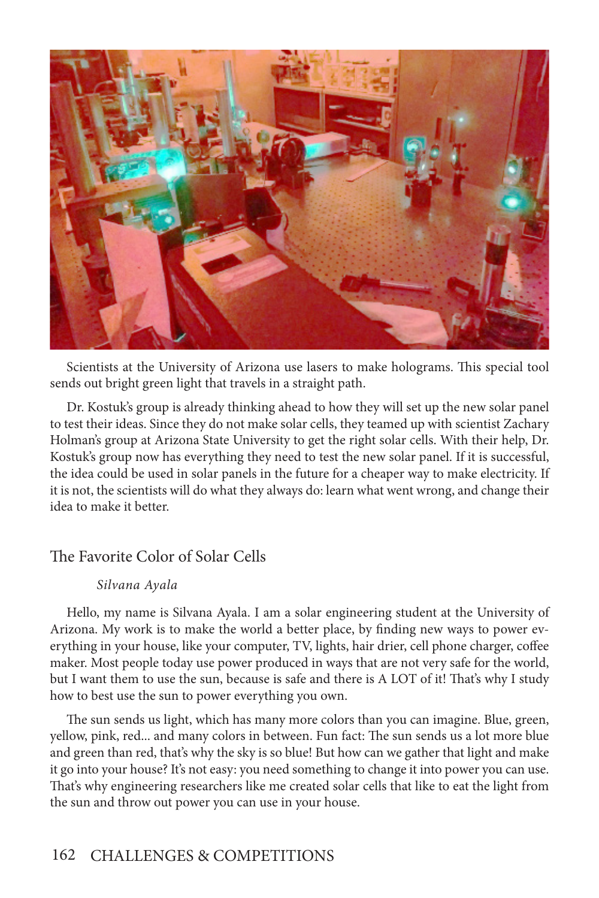Scientists at the University of Arizona use lasers to make holograms. This special tool sends out bright green light that travels in a straight path.

Dr. Kostuk's group is already thinking ahead to how they will set up the new solar panel to test their ideas. Since they do not make solar cells, they teamed up with scientist Zachary Holman's group at Arizona State University to get the right solar cells. With their help, Dr. Kostuk's group now has everything they need to test the new solar panel. If it is successful, the idea could be used in solar panels in the future for a cheaper way to make electricity. If it is not, the scientists will do what they always do: learn what went wrong, and change their idea to make it better.

## The Favorite Color of Solar Cells

*Silvana Ayala*

Hello, my name is Silvana Ayala. I am a solar engineering student at the University of Arizona. My work is to make the world a better place, by finding new ways to power everything in your house, like your computer, TV, lights, hair drier, cell phone charger, coffee maker. Most people today use power produced in ways that are not very safe for the world, but I want them to use the sun, because is safe and there is A LOT of it! That's why I study how to best use the sun to power everything you own.

The sun sends us light, which has many more colors than you can imagine. Blue, green, yellow, pink, red... and many colors in between. Fun fact: The sun sends us a lot more blue and green than red, that's why the sky is so blue! But how can we gather that light and make it go into your house? It's not easy: you need something to change it into power you can use. That's why engineering researchers like me created solar cells that like to eat the light from the sun and throw out power you can use in your house.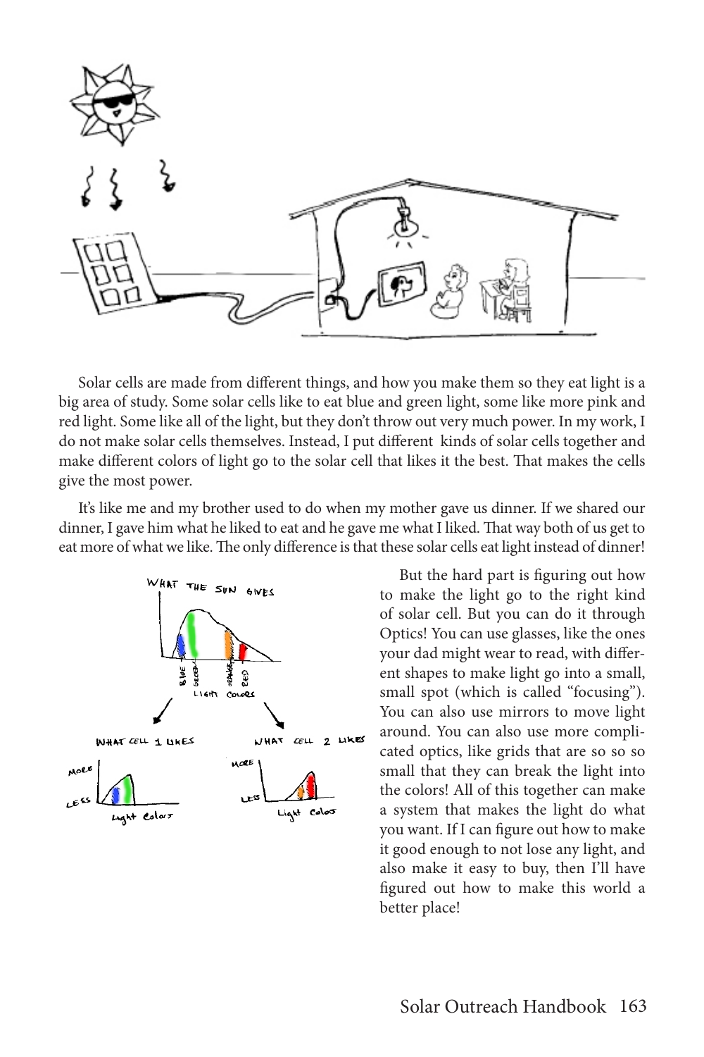Solar cells are made from different things, and how you make them so they eat light is a big area of study. Some solar cells like to eat blue and green light, some like more pink and red light. Some like all of the light, but they don't throw out very much power. In my work, I do not make solar cells themselves. Instead, I put different kinds of solar cells together and make different colors of light go to the solar cell that likes it the best. That makes the cells give the most power.

It's like me and my brother used to do when my mother gave us dinner. If we shared our dinner, I gave him what he liked to eat and he gave me what I liked. That way both of us get to eat more of what we like. The only difference is that these solar cells eat light instead of dinner!

WHAT THE SUN GIVES

BLUE GREEN ORANGE RED

LIGHT COLORS

WHAT CELL 1 LIKES

MORE

LESS

Light Colors

WHAT CELL 2 LIKES

MORE

LESS

Light Colors

But the hard part is figuring out how to make the light go to the right kind of solar cell. But you can do it through Optics! You can use glasses, like the ones your dad might wear to read, with different shapes to make light go into a small, small spot (which is called "focusing"). You can also use mirrors to move light around. You can also use more complicated optics, like grids that are so so so small that they can break the light into the colors! All of this together can make a system that makes the light do what you want. If I can figure out how to make it good enough to not lose any light, and also make it easy to buy, then I'll have figured out how to make this world a better place!